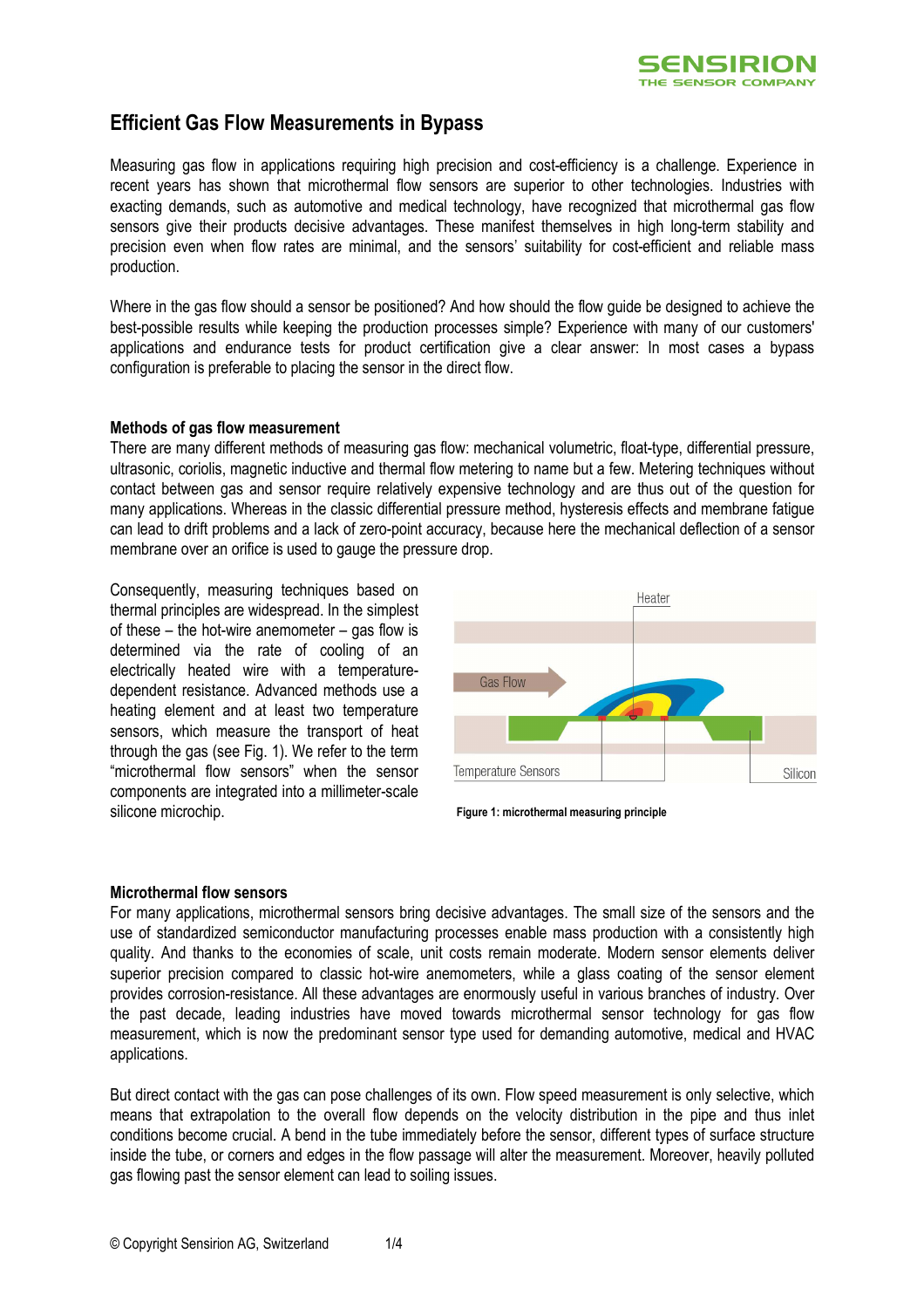# Efficient Gas Flow Measurements in Bypass

Measuring gas flow in applications requiring high precision and cost-efficiency is a challenge. Experience in recent years has shown that microthermal flow sensors are superior to other technologies. Industries with exacting demands, such as automotive and medical technology, have recognized that microthermal gas flow sensors give their products decisive advantages. These manifest themselves in high long-term stability and precision even when flow rates are minimal, and the sensors' suitability for cost-efficient and reliable mass production.

Where in the gas flow should a sensor be positioned? And how should the flow guide be designed to achieve the best-possible results while keeping the production processes simple? Experience with many of our customers' applications and endurance tests for product certification give a clear answer: In most cases a bypass configuration is preferable to placing the sensor in the direct flow.

### Methods of gas flow measurement

There are many different methods of measuring gas flow: mechanical volumetric, float-type, differential pressure, ultrasonic, coriolis, magnetic inductive and thermal flow metering to name but a few. Metering techniques without contact between gas and sensor require relatively expensive technology and are thus out of the question for many applications. Whereas in the classic differential pressure method, hysteresis effects and membrane fatigue can lead to drift problems and a lack of zero-point accuracy, because here the mechanical deflection of a sensor membrane over an orifice is used to gauge the pressure drop.

Consequently, measuring techniques based on thermal principles are widespread. In the simplest of these – the hot-wire anemometer – gas flow is determined via the rate of cooling of an electrically heated wire with a temperature-dependent resistance. Advanced methods use a heating element and at least two temperature sensors, which measure the transport of heat through the gas (see Fig. 1). We refer to the term "microthermal flow sensors" when the sensor components are integrated into a millimeter-scale silicone microchip.

Heater

Gas Flow

Temperature Sensors

Silicon

**Figure 1: microthermal measuring principle**

### Microthermal flow sensors

For many applications, microthermal sensors bring decisive advantages. The small size of the sensors and the use of standardized semiconductor manufacturing processes enable mass production with a consistently high quality. And thanks to the economies of scale, unit costs remain moderate. Modern sensor elements deliver superior precision compared to classic hot-wire anemometers, while a glass coating of the sensor element provides corrosion-resistance. All these advantages are enormously useful in various branches of industry. Over the past decade, leading industries have moved towards microthermal sensor technology for gas flow measurement, which is now the predominant sensor type used for demanding automotive, medical and HVAC applications.

But direct contact with the gas can pose challenges of its own. Flow speed measurement is only selective, which means that extrapolation to the overall flow depends on the velocity distribution in the pipe and thus inlet conditions become crucial. A bend in the tube immediately before the sensor, different types of surface structure inside the tube, or corners and edges in the flow passage will alter the measurement. Moreover, heavily polluted gas flowing past the sensor element can lead to soiling issues.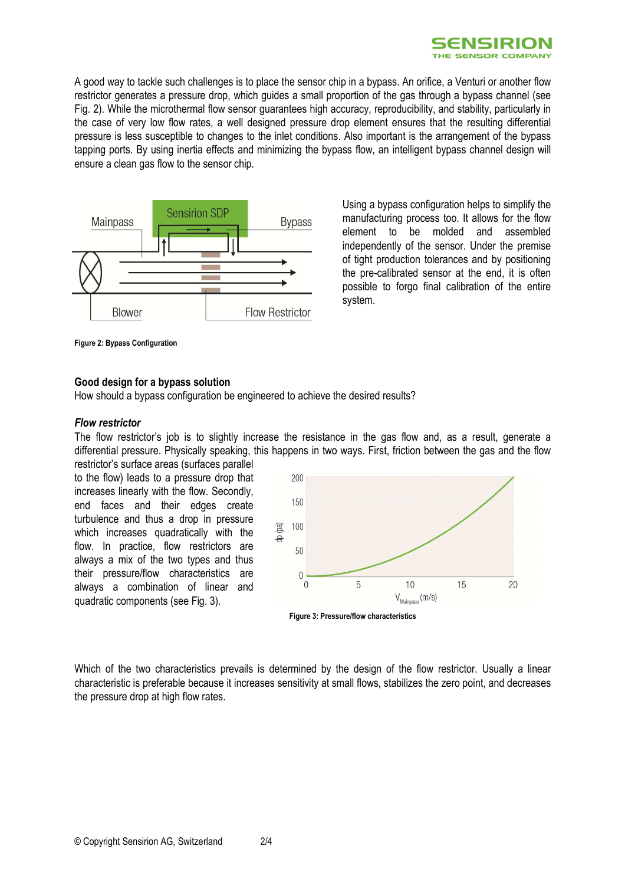A good way to tackle such challenges is to place the sensor chip in a bypass. An orifice, a Venturi or another flow restrictor generates a pressure drop, which guides a small proportion of the gas through a bypass channel (see Fig. 2). While the microthermal flow sensor guarantees high accuracy, reproducibility, and stability, particularly in the case of very low flow rates, a well designed pressure drop element ensures that the resulting differential pressure is less susceptible to changes to the inlet conditions. Also important is the arrangement of the bypass tapping ports. By using inertia effects and minimizing the bypass flow, an intelligent bypass channel design will ensure a clean gas flow to the sensor chip.

**Figure 2: Bypass Configuration**

Using a bypass configuration helps to simplify the manufacturing process too. It allows for the flow element to be molded and assembled independently of the sensor. Under the premise of tight production tolerances and by positioning the pre-calibrated sensor at the end, it is often possible to forgo final calibration of the entire system.

## Good design for a bypass solution

How should a bypass configuration be engineered to achieve the desired results?

### *Flow restrictor*

The flow restrictor's job is to slightly increase the resistance in the gas flow and, as a result, generate a differential pressure. Physically speaking, this happens in two ways. First, friction between the gas and the flow restrictor's surface areas (surfaces parallel to the flow) leads to a pressure drop that increases linearly with the flow. Secondly, end faces and their edges create turbulence and thus a drop in pressure which increases quadratically with the flow. In practice, flow restrictors are always a mix of the two types and thus their pressure/flow characteristics are always a combination of linear and quadratic components (see Fig. 3).

**Figure 3: Pressure/flow characteristics**

Which of the two characteristics prevails is determined by the design of the flow restrictor. Usually a linear characteristic is preferable because it increases sensitivity at small flows, stabilizes the zero point, and decreases the pressure drop at high flow rates.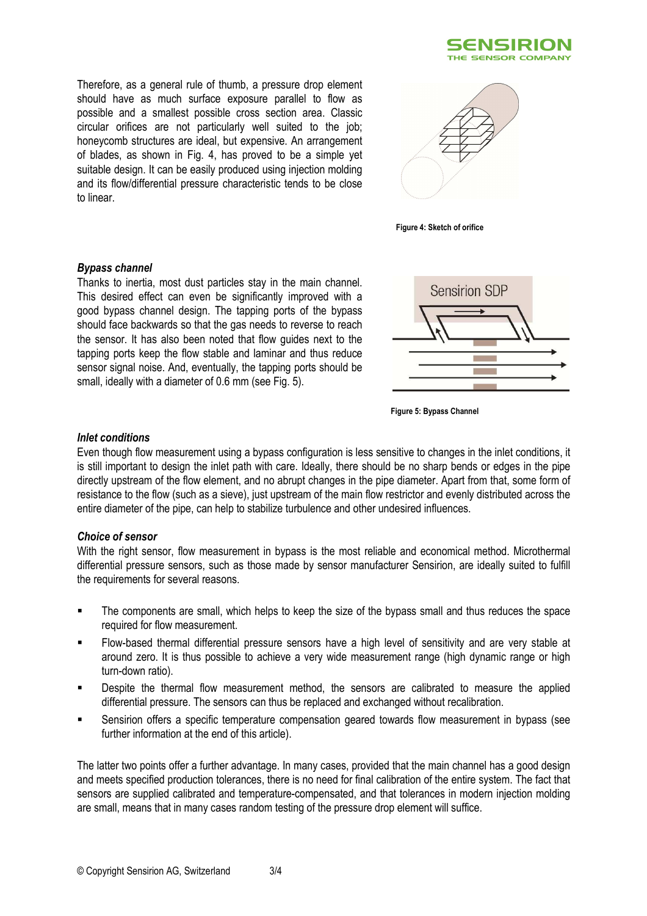Therefore, as a general rule of thumb, a pressure drop element should have as much surface exposure parallel to flow as possible and a smallest possible cross section area. Classic circular orifices are not particularly well suited to the job; honeycomb structures are ideal, but expensive. An arrangement of blades, as shown in Fig. 4, has proved to be a simple yet suitable design. It can be easily produced using injection molding and its flow/differential pressure characteristic tends to be close to linear.

**Figure 4: Sketch of orifice**

### *Bypass channel*

Thanks to inertia, most dust particles stay in the main channel. This desired effect can even be significantly improved with a good bypass channel design. The tapping ports of the bypass should face backwards so that the gas needs to reverse to reach the sensor. It has also been noted that flow guides next to the tapping ports keep the flow stable and laminar and thus reduce sensor signal noise. And, eventually, the tapping ports should be small, ideally with a diameter of 0.6 mm (see Fig. 5).

**Figure 5: Bypass Channel**

### *Inlet conditions*

Even though flow measurement using a bypass configuration is less sensitive to changes in the inlet conditions, it is still important to design the inlet path with care. Ideally, there should be no sharp bends or edges in the pipe directly upstream of the flow element, and no abrupt changes in the pipe diameter. Apart from that, some form of resistance to the flow (such as a sieve), just upstream of the main flow restrictor and evenly distributed across the entire diameter of the pipe, can help to stabilize turbulence and other undesired influences.

### *Choice of sensor*

With the right sensor, flow measurement in bypass is the most reliable and economical method. Microthermal differential pressure sensors, such as those made by sensor manufacturer Sensirion, are ideally suited to fulfill the requirements for several reasons.

- The components are small, which helps to keep the size of the bypass small and thus reduces the space required for flow measurement.
- Flow-based thermal differential pressure sensors have a high level of sensitivity and are very stable at around zero. It is thus possible to achieve a very wide measurement range (high dynamic range or high turn-down ratio).
- Despite the thermal flow measurement method, the sensors are calibrated to measure the applied differential pressure. The sensors can thus be replaced and exchanged without recalibration.
- Sensirion offers a specific temperature compensation geared towards flow measurement in bypass (see further information at the end of this article).

The latter two points offer a further advantage. In many cases, provided that the main channel has a good design and meets specified production tolerances, there is no need for final calibration of the entire system. The fact that sensors are supplied calibrated and temperature-compensated, and that tolerances in modern injection molding are small, means that in many cases random testing of the pressure drop element will suffice.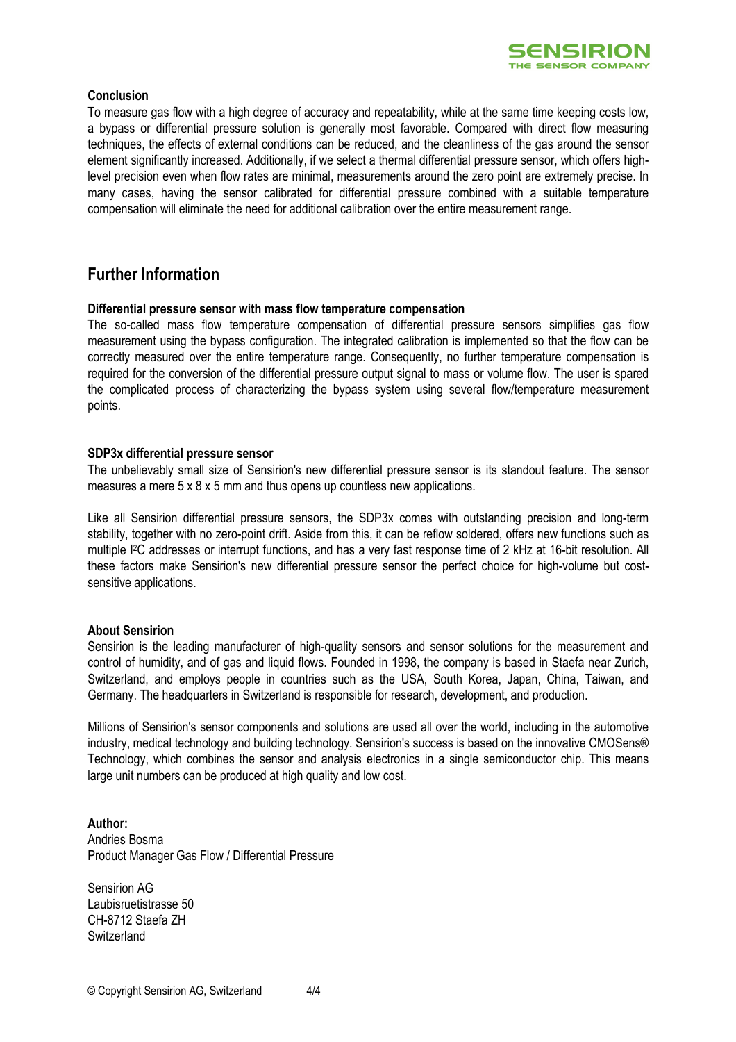**Conclusion**

To measure gas flow with a high degree of accuracy and repeatability, while at the same time keeping costs low, a bypass or differential pressure solution is generally most favorable. Compared with direct flow measuring techniques, the effects of external conditions can be reduced, and the cleanliness of the gas around the sensor element significantly increased. Additionally, if we select a thermal differential pressure sensor, which offers high-level precision even when flow rates are minimal, measurements around the zero point are extremely precise. In many cases, having the sensor calibrated for differential pressure combined with a suitable temperature compensation will eliminate the need for additional calibration over the entire measurement range.

## Further Information

**Differential pressure sensor with mass flow temperature compensation**

The so-called mass flow temperature compensation of differential pressure sensors simplifies gas flow measurement using the bypass configuration. The integrated calibration is implemented so that the flow can be correctly measured over the entire temperature range. Consequently, no further temperature compensation is required for the conversion of the differential pressure output signal to mass or volume flow. The user is spared the complicated process of characterizing the bypass system using several flow/temperature measurement points.

**SDP3x differential pressure sensor**

The unbelievably small size of Sensirion's new differential pressure sensor is its standout feature. The sensor measures a mere 5 x 8 x 5 mm and thus opens up countless new applications.

Like all Sensirion differential pressure sensors, the SDP3x comes with outstanding precision and long-term stability, together with no zero-point drift. Aside from this, it can be reflow soldered, offers new functions such as multiple I²C addresses or interrupt functions, and has a very fast response time of 2 kHz at 16-bit resolution. All these factors make Sensirion's new differential pressure sensor the perfect choice for high-volume but cost-sensitive applications.

**About Sensirion**

Sensirion is the leading manufacturer of high-quality sensors and sensor solutions for the measurement and control of humidity, and of gas and liquid flows. Founded in 1998, the company is based in Staefa near Zurich, Switzerland, and employs people in countries such as the USA, South Korea, Japan, China, Taiwan, and Germany. The headquarters in Switzerland is responsible for research, development, and production.

Millions of Sensirion's sensor components and solutions are used all over the world, including in the automotive industry, medical technology and building technology. Sensirion's success is based on the innovative CMOSens® Technology, which combines the sensor and analysis electronics in a single semiconductor chip. This means large unit numbers can be produced at high quality and low cost.

**Author:**
Andries Bosma
Product Manager Gas Flow / Differential Pressure

Sensirion AG
Laubisruetistrasse 50
CH-8712 Staefa ZH
Switzerland

© Copyright Sensirion AG, Switzerland